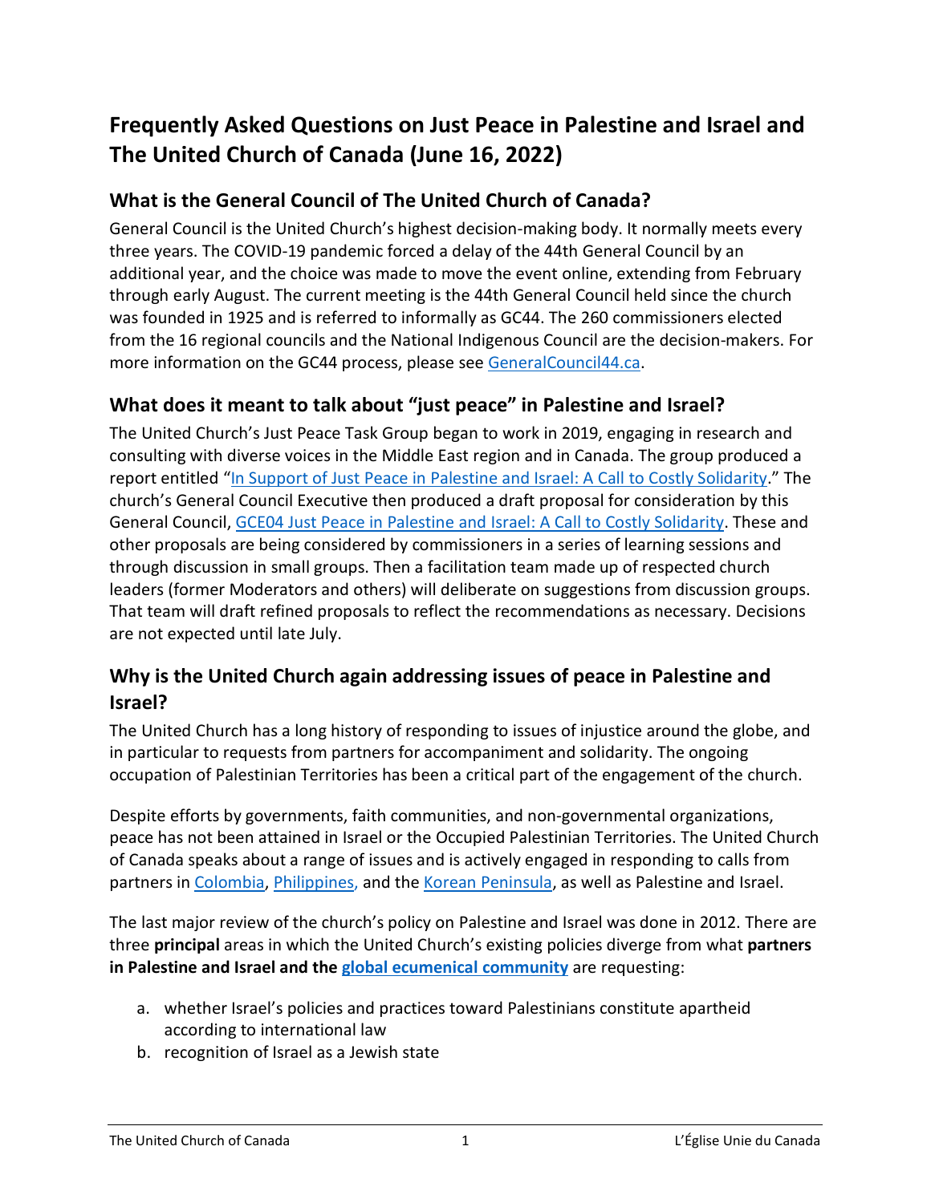# Frequently Asked Questions on Just Peace in Palestine and Israel and The United Church of Canada (June 16, 2022)

## What is the General Council of The United Church of Canada?

General Council is the United Church's highest decision-making body. It normally meets every three years. The COVID-19 pandemic forced a delay of the 44th General Council by an additional year, and the choice was made to move the event online, extending from February through early August. The current meeting is the 44th General Council held since the church was founded in 1925 and is referred to informally as GC44. The 260 commissioners elected from the 16 regional councils and the National Indigenous Council are the decision-makers. For more information on the GC44 process, please see GeneralCouncil44.ca.

## What does it meant to talk about "just peace" in Palestine and Israel?

The United Church's Just Peace Task Group began to work in 2019, engaging in research and consulting with diverse voices in the Middle East region and in Canada. The group produced a report entitled "In Support of Just Peace in Palestine and Israel: A Call to Costly Solidarity." The church's General Council Executive then produced a draft proposal for consideration by this General Council, GCE04 Just Peace in Palestine and Israel: A Call to Costly Solidarity. These and other proposals are being considered by commissioners in a series of learning sessions and through discussion in small groups. Then a facilitation team made up of respected church leaders (former Moderators and others) will deliberate on suggestions from discussion groups. That team will draft refined proposals to reflect the recommendations as necessary. Decisions are not expected until late July.

## Why is the United Church again addressing issues of peace in Palestine and Israel?

The United Church has a long history of responding to issues of injustice around the globe, and in particular to requests from partners for accompaniment and solidarity. The ongoing occupation of Palestinian Territories has been a critical part of the engagement of the church.

Despite efforts by governments, faith communities, and non-governmental organizations, peace has not been attained in Israel or the Occupied Palestinian Territories. The United Church of Canada speaks about a range of issues and is actively engaged in responding to calls from partners in Colombia, Philippines, and the Korean Peninsula, as well as Palestine and Israel.

The last major review of the church's policy on Palestine and Israel was done in 2012. There are three **principal** areas in which the United Church's existing policies diverge from what **partners in Palestine and Israel and the global ecumenical community** are requesting:

a. whether Israel's policies and practices toward Palestinians constitute apartheid according to international law
b. recognition of Israel as a Jewish state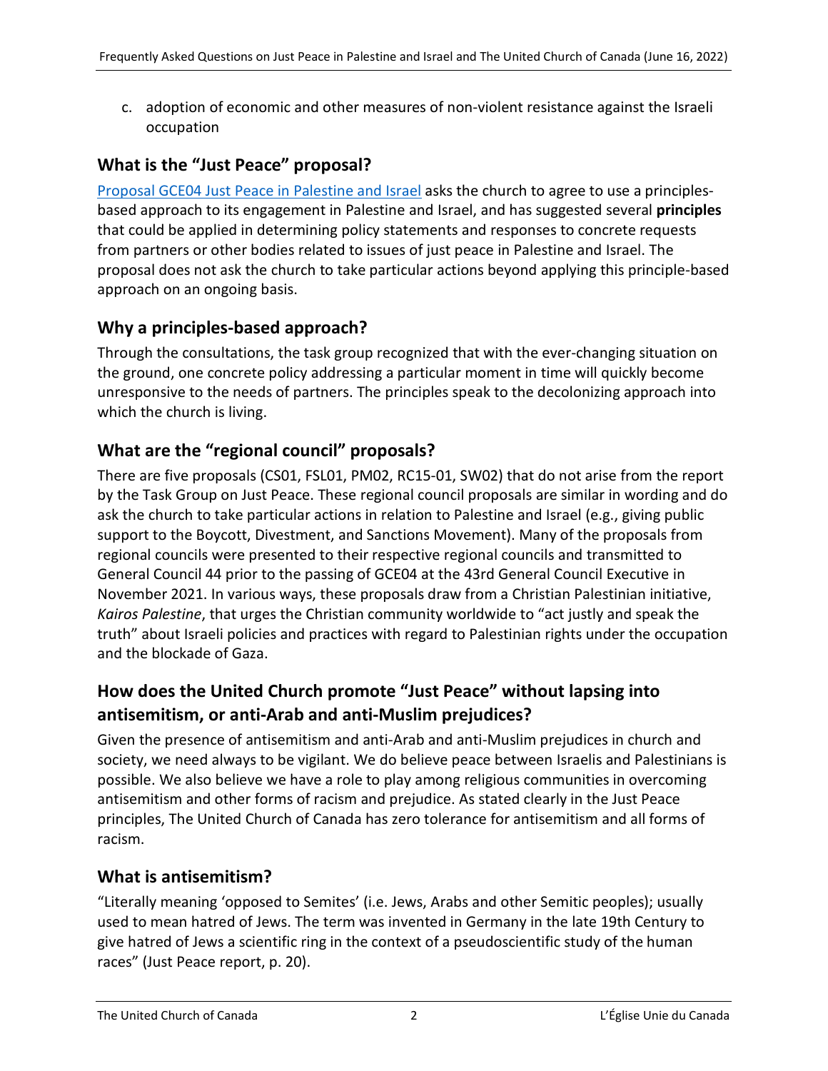c. adoption of economic and other measures of non-violent resistance against the Israeli occupation

## What is the "Just Peace" proposal?

[Proposal GCE04 Just Peace in Palestine and Israel](#) asks the church to agree to use a principles-based approach to its engagement in Palestine and Israel, and has suggested several **principles** that could be applied in determining policy statements and responses to concrete requests from partners or other bodies related to issues of just peace in Palestine and Israel. The proposal does not ask the church to take particular actions beyond applying this principle-based approach on an ongoing basis.

## Why a principles-based approach?

Through the consultations, the task group recognized that with the ever-changing situation on the ground, one concrete policy addressing a particular moment in time will quickly become unresponsive to the needs of partners. The principles speak to the decolonizing approach into which the church is living.

## What are the "regional council" proposals?

There are five proposals (CS01, FSL01, PM02, RC15-01, SW02) that do not arise from the report by the Task Group on Just Peace. These regional council proposals are similar in wording and do ask the church to take particular actions in relation to Palestine and Israel (e.g., giving public support to the Boycott, Divestment, and Sanctions Movement). Many of the proposals from regional councils were presented to their respective regional councils and transmitted to General Council 44 prior to the passing of GCE04 at the 43rd General Council Executive in November 2021. In various ways, these proposals draw from a Christian Palestinian initiative, *Kairos Palestine*, that urges the Christian community worldwide to "act justly and speak the truth" about Israeli policies and practices with regard to Palestinian rights under the occupation and the blockade of Gaza.

## How does the United Church promote "Just Peace" without lapsing into antisemitism, or anti-Arab and anti-Muslim prejudices?

Given the presence of antisemitism and anti-Arab and anti-Muslim prejudices in church and society, we need always to be vigilant. We do believe peace between Israelis and Palestinians is possible. We also believe we have a role to play among religious communities in overcoming antisemitism and other forms of racism and prejudice. As stated clearly in the Just Peace principles, The United Church of Canada has zero tolerance for antisemitism and all forms of racism.

## What is antisemitism?

"Literally meaning 'opposed to Semites' (i.e. Jews, Arabs and other Semitic peoples); usually used to mean hatred of Jews. The term was invented in Germany in the late 19th Century to give hatred of Jews a scientific ring in the context of a pseudoscientific study of the human races" (Just Peace report, p. 20).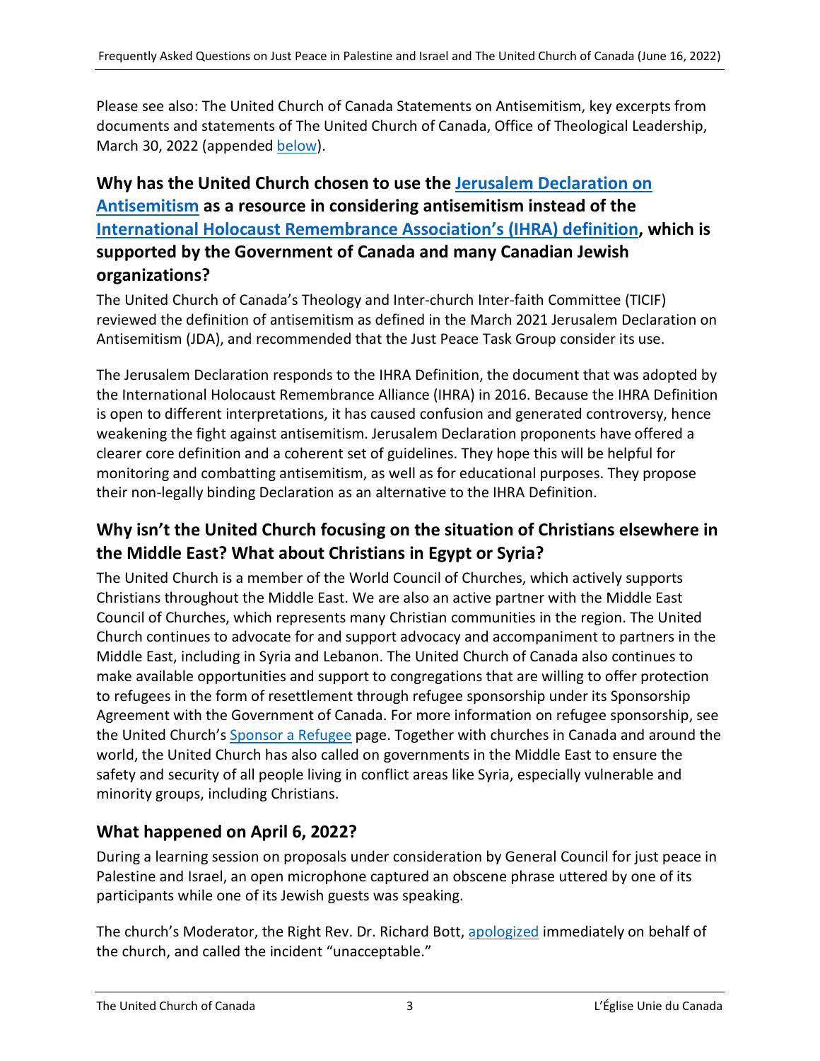Please see also: The United Church of Canada Statements on Antisemitism, key excerpts from documents and statements of The United Church of Canada, Office of Theological Leadership, March 30, 2022 (appended below).

## Why has the United Church chosen to use the Jerusalem Declaration on Antisemitism as a resource in considering antisemitism instead of the International Holocaust Remembrance Association's (IHRA) definition, which is supported by the Government of Canada and many Canadian Jewish organizations?

The United Church of Canada's Theology and Inter-church Inter-faith Committee (TICIF) reviewed the definition of antisemitism as defined in the March 2021 Jerusalem Declaration on Antisemitism (JDA), and recommended that the Just Peace Task Group consider its use.

The Jerusalem Declaration responds to the IHRA Definition, the document that was adopted by the International Holocaust Remembrance Alliance (IHRA) in 2016. Because the IHRA Definition is open to different interpretations, it has caused confusion and generated controversy, hence weakening the fight against antisemitism. Jerusalem Declaration proponents have offered a clearer core definition and a coherent set of guidelines. They hope this will be helpful for monitoring and combatting antisemitism, as well as for educational purposes. They propose their non-legally binding Declaration as an alternative to the IHRA Definition.

## Why isn't the United Church focusing on the situation of Christians elsewhere in the Middle East? What about Christians in Egypt or Syria?

The United Church is a member of the World Council of Churches, which actively supports Christians throughout the Middle East. We are also an active partner with the Middle East Council of Churches, which represents many Christian communities in the region. The United Church continues to advocate for and support advocacy and accompaniment to partners in the Middle East, including in Syria and Lebanon. The United Church of Canada also continues to make available opportunities and support to congregations that are willing to offer protection to refugees in the form of resettlement through refugee sponsorship under its Sponsorship Agreement with the Government of Canada. For more information on refugee sponsorship, see the United Church's Sponsor a Refugee page. Together with churches in Canada and around the world, the United Church has also called on governments in the Middle East to ensure the safety and security of all people living in conflict areas like Syria, especially vulnerable and minority groups, including Christians.

## What happened on April 6, 2022?

During a learning session on proposals under consideration by General Council for just peace in Palestine and Israel, an open microphone captured an obscene phrase uttered by one of its participants while one of its Jewish guests was speaking.

The church's Moderator, the Right Rev. Dr. Richard Bott, apologized immediately on behalf of the church, and called the incident "unacceptable."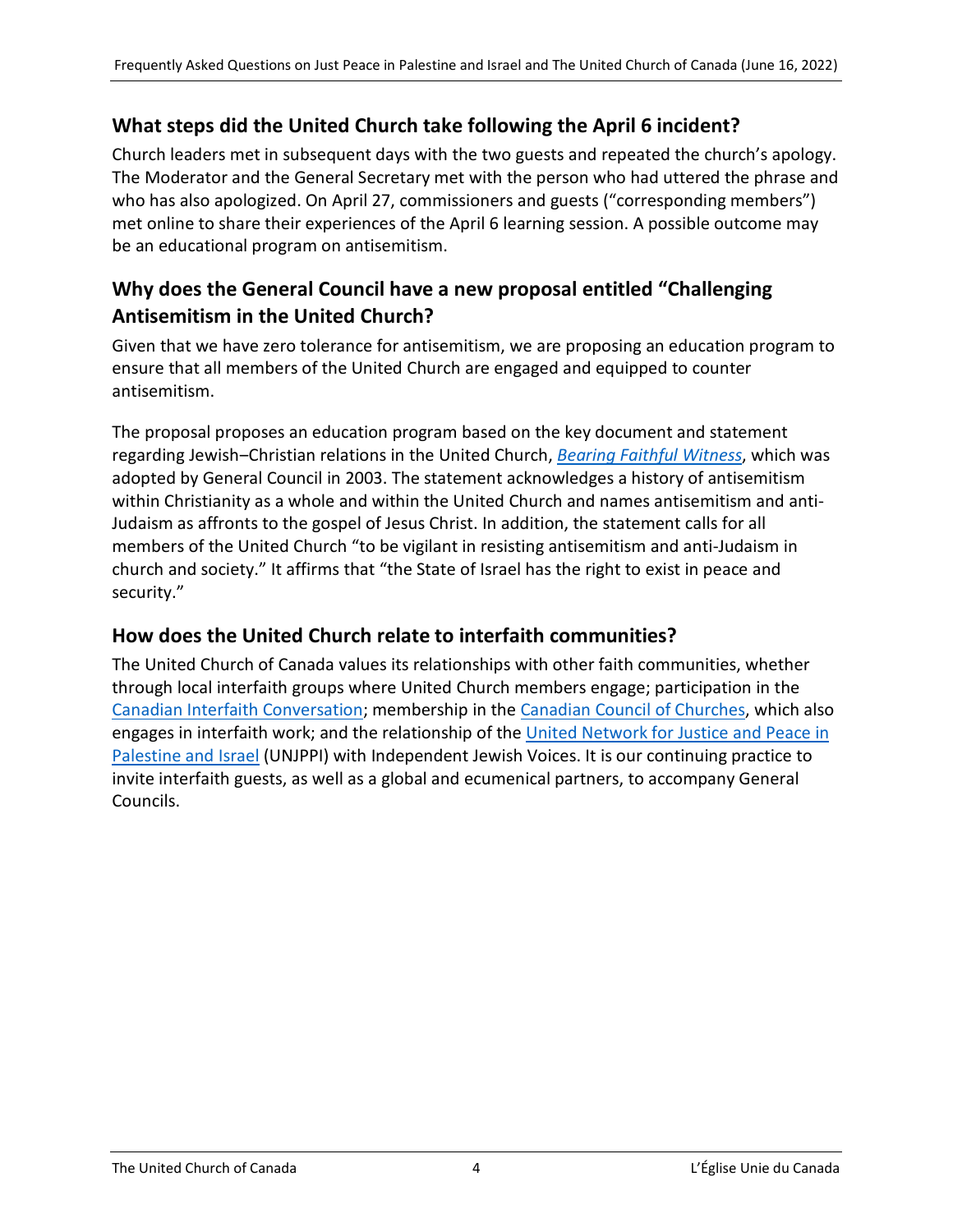## What steps did the United Church take following the April 6 incident?

Church leaders met in subsequent days with the two guests and repeated the church's apology. The Moderator and the General Secretary met with the person who had uttered the phrase and who has also apologized. On April 27, commissioners and guests ("corresponding members") met online to share their experiences of the April 6 learning session. A possible outcome may be an educational program on antisemitism.

## Why does the General Council have a new proposal entitled "Challenging Antisemitism in the United Church?

Given that we have zero tolerance for antisemitism, we are proposing an education program to ensure that all members of the United Church are engaged and equipped to counter antisemitism.

The proposal proposes an education program based on the key document and statement regarding Jewish–Christian relations in the United Church, *Bearing Faithful Witness*, which was adopted by General Council in 2003. The statement acknowledges a history of antisemitism within Christianity as a whole and within the United Church and names antisemitism and anti-Judaism as affronts to the gospel of Jesus Christ. In addition, the statement calls for all members of the United Church "to be vigilant in resisting antisemitism and anti-Judaism in church and society." It affirms that "the State of Israel has the right to exist in peace and security."

## How does the United Church relate to interfaith communities?

The United Church of Canada values its relationships with other faith communities, whether through local interfaith groups where United Church members engage; participation in the Canadian Interfaith Conversation; membership in the Canadian Council of Churches, which also engages in interfaith work; and the relationship of the United Network for Justice and Peace in Palestine and Israel (UNJPPI) with Independent Jewish Voices. It is our continuing practice to invite interfaith guests, as well as a global and ecumenical partners, to accompany General Councils.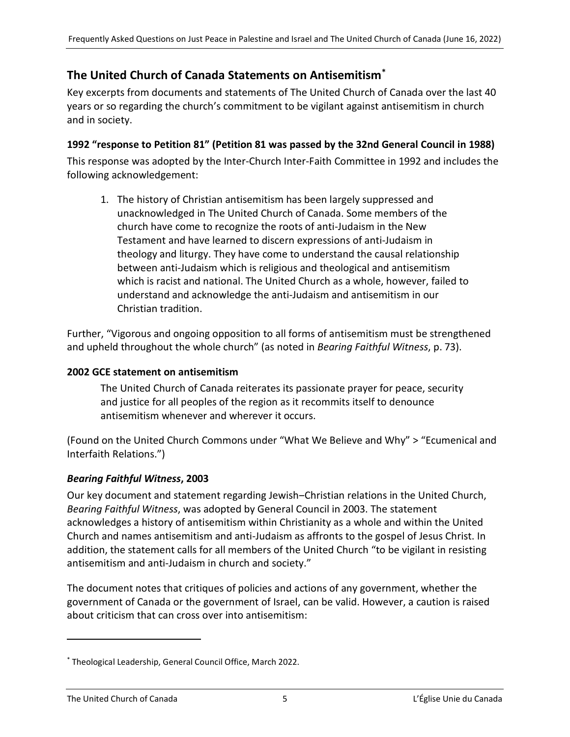## The United Church of Canada Statements on Antisemitism[*]

Key excerpts from documents and statements of The United Church of Canada over the last 40 years or so regarding the church's commitment to be vigilant against antisemitism in church and in society.

### 1992 "response to Petition 81" (Petition 81 was passed by the 32nd General Council in 1988)

This response was adopted by the Inter-Church Inter-Faith Committee in 1992 and includes the following acknowledgement:

1. The history of Christian antisemitism has been largely suppressed and unacknowledged in The United Church of Canada. Some members of the church have come to recognize the roots of anti-Judaism in the New Testament and have learned to discern expressions of anti-Judaism in theology and liturgy. They have come to understand the causal relationship between anti-Judaism which is religious and theological and antisemitism which is racist and national. The United Church as a whole, however, failed to understand and acknowledge the anti-Judaism and antisemitism in our Christian tradition.

Further, "Vigorous and ongoing opposition to all forms of antisemitism must be strengthened and upheld throughout the whole church" (as noted in *Bearing Faithful Witness*, p. 73).

### 2002 GCE statement on antisemitism

> The United Church of Canada reiterates its passionate prayer for peace, security and justice for all peoples of the region as it recommits itself to denounce antisemitism whenever and wherever it occurs.

(Found on the United Church Commons under "What We Believe and Why" > "Ecumenical and Interfaith Relations.")

### *Bearing Faithful Witness*, 2003

Our key document and statement regarding Jewish–Christian relations in the United Church, *Bearing Faithful Witness*, was adopted by General Council in 2003. The statement acknowledges a history of antisemitism within Christianity as a whole and within the United Church and names antisemitism and anti-Judaism as affronts to the gospel of Jesus Christ. In addition, the statement calls for all members of the United Church "to be vigilant in resisting antisemitism and anti-Judaism in church and society."

The document notes that critiques of policies and actions of any government, whether the government of Canada or the government of Israel, can be valid. However, a caution is raised about criticism that can cross over into antisemitism:

---

[*] Theological Leadership, General Council Office, March 2022.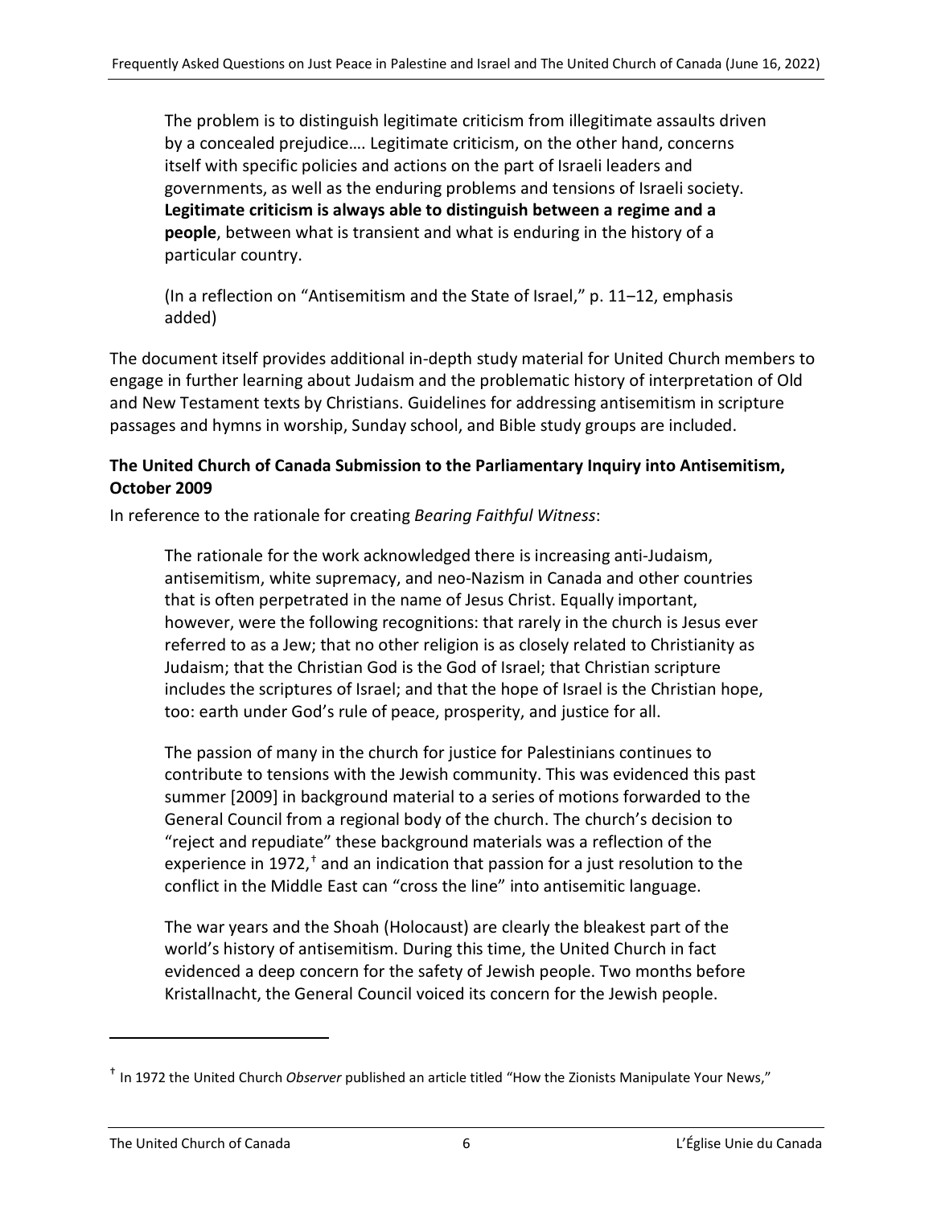> The problem is to distinguish legitimate criticism from illegitimate assaults driven by a concealed prejudice…. Legitimate criticism, on the other hand, concerns itself with specific policies and actions on the part of Israeli leaders and governments, as well as the enduring problems and tensions of Israeli society. **Legitimate criticism is always able to distinguish between a regime and a people**, between what is transient and what is enduring in the history of a particular country.
>
> (In a reflection on "Antisemitism and the State of Israel," p. 11–12, emphasis added)

The document itself provides additional in-depth study material for United Church members to engage in further learning about Judaism and the problematic history of interpretation of Old and New Testament texts by Christians. Guidelines for addressing antisemitism in scripture passages and hymns in worship, Sunday school, and Bible study groups are included.

**The United Church of Canada Submission to the Parliamentary Inquiry into Antisemitism, October 2009**

In reference to the rationale for creating *Bearing Faithful Witness*:

> The rationale for the work acknowledged there is increasing anti-Judaism, antisemitism, white supremacy, and neo-Nazism in Canada and other countries that is often perpetrated in the name of Jesus Christ. Equally important, however, were the following recognitions: that rarely in the church is Jesus ever referred to as a Jew; that no other religion is as closely related to Christianity as Judaism; that the Christian God is the God of Israel; that Christian scripture includes the scriptures of Israel; and that the hope of Israel is the Christian hope, too: earth under God's rule of peace, prosperity, and justice for all.
>
> The passion of many in the church for justice for Palestinians continues to contribute to tensions with the Jewish community. This was evidenced this past summer [2009] in background material to a series of motions forwarded to the General Council from a regional body of the church. The church's decision to "reject and repudiate" these background materials was a reflection of the experience in 1972,[†] and an indication that passion for a just resolution to the conflict in the Middle East can "cross the line" into antisemitic language.
>
> The war years and the Shoah (Holocaust) are clearly the bleakest part of the world's history of antisemitism. During this time, the United Church in fact evidenced a deep concern for the safety of Jewish people. Two months before Kristallnacht, the General Council voiced its concern for the Jewish people.

[†] In 1972 the United Church *Observer* published an article titled "How the Zionists Manipulate Your News,"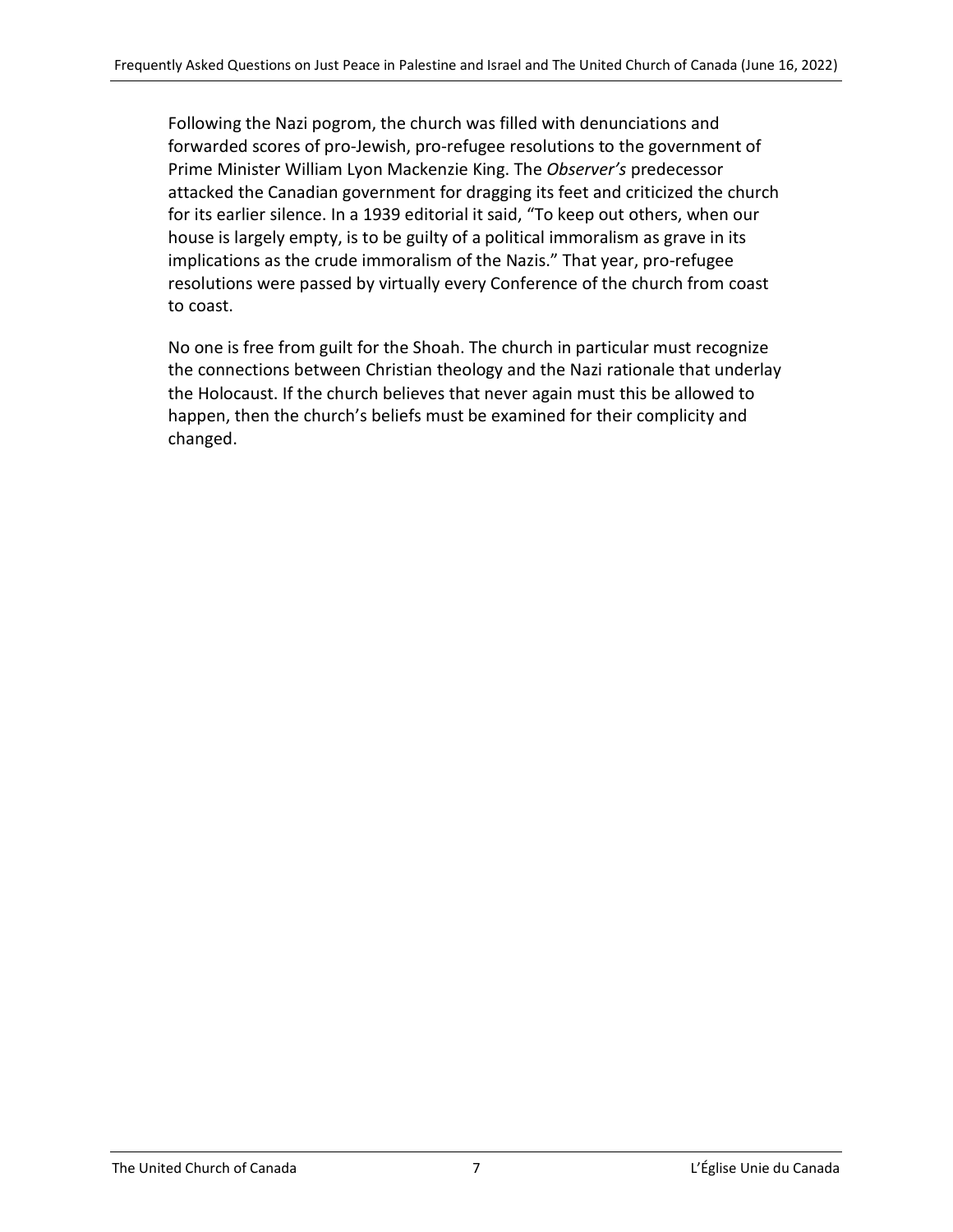Following the Nazi pogrom, the church was filled with denunciations and forwarded scores of pro-Jewish, pro-refugee resolutions to the government of Prime Minister William Lyon Mackenzie King. The *Observer's* predecessor attacked the Canadian government for dragging its feet and criticized the church for its earlier silence. In a 1939 editorial it said, "To keep out others, when our house is largely empty, is to be guilty of a political immoralism as grave in its implications as the crude immoralism of the Nazis." That year, pro-refugee resolutions were passed by virtually every Conference of the church from coast to coast.

No one is free from guilt for the Shoah. The church in particular must recognize the connections between Christian theology and the Nazi rationale that underlay the Holocaust. If the church believes that never again must this be allowed to happen, then the church's beliefs must be examined for their complicity and changed.